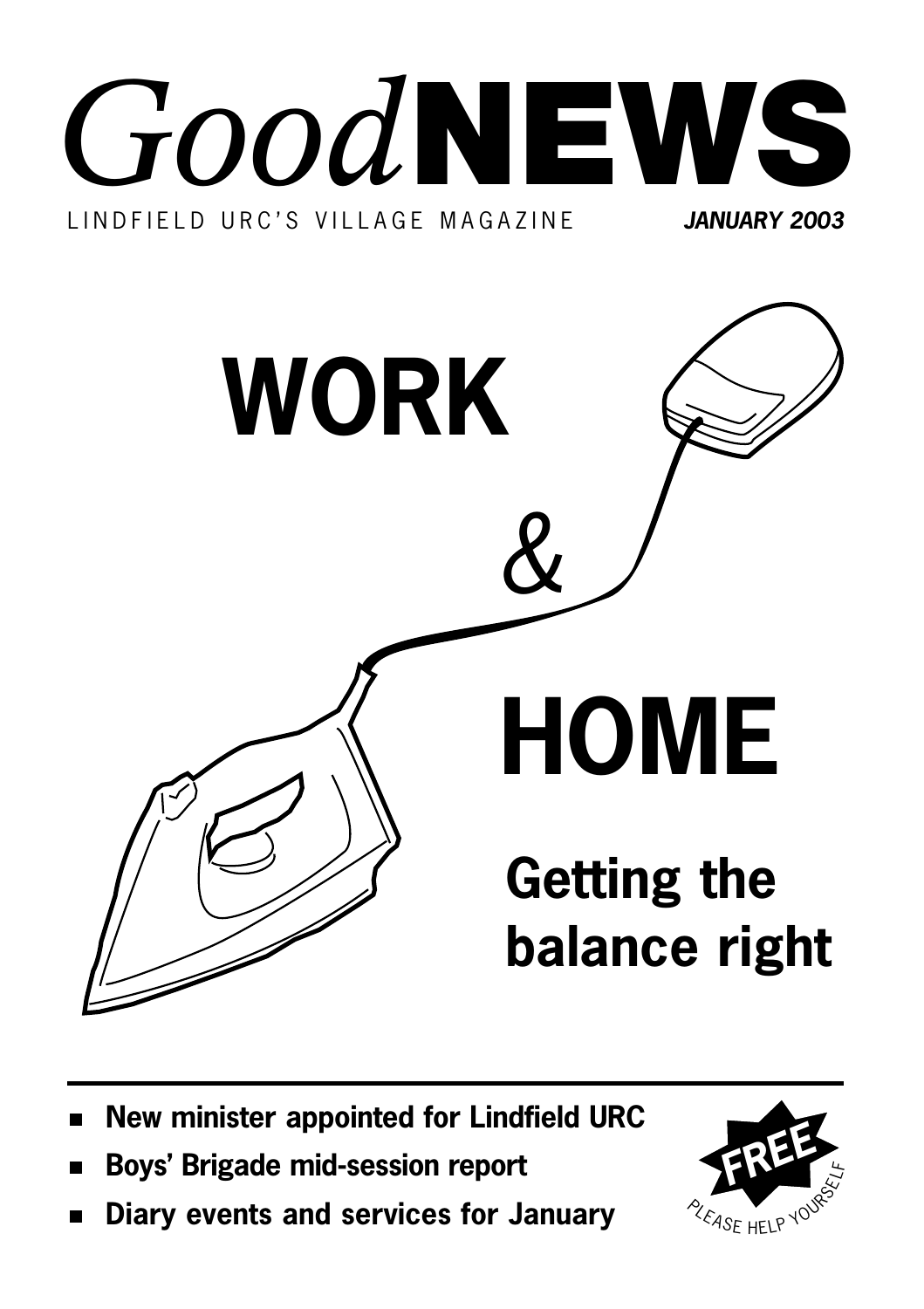# *Good*NEWS

LINDFIELD URC'S VILLAGE MAGAZINE

***JANUARY 2003***

# WORK & HOME

## Getting the balance right

- **New minister appointed for Lindfield URC**
- **Boys' Brigade mid-session report**
- **Diary events and services for January**

**FREE**

PLEASE HELP YOURSELF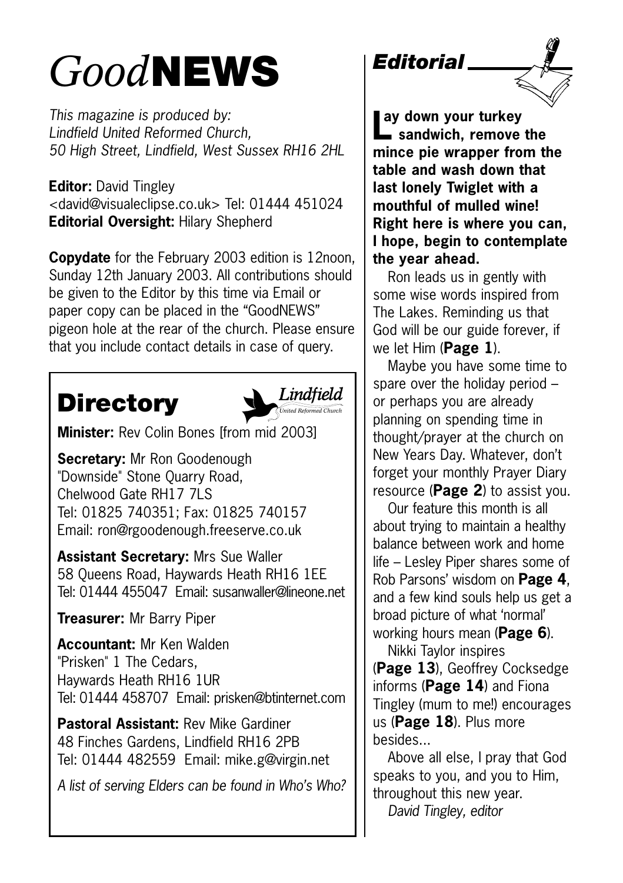# *Good*NEWS

*This magazine is produced by:*
*Lindfield United Reformed Church,*
*50 High Street, Lindfield, West Sussex RH16 2HL*

**Editor:** David Tingley
<david@visualeclipse.co.uk> Tel: 01444 451024
**Editorial Oversight:** Hilary Shepherd

**Copydate** for the February 2003 edition is 12noon, Sunday 12th January 2003. All contributions should be given to the Editor by this time via Email or paper copy can be placed in the "GoodNEWS" pigeon hole at the rear of the church. Please ensure that you include contact details in case of query.

## Directory

*Lindfield United Reformed Church*

**Minister:** Rev Colin Bones [from mid 2003]

**Secretary:** Mr Ron Goodenough
"Downside" Stone Quarry Road,
Chelwood Gate RH17 7LS
Tel: 01825 740351; Fax: 01825 740157
Email: ron@rgoodenough.freeserve.co.uk

**Assistant Secretary:** Mrs Sue Waller
58 Queens Road, Haywards Heath RH16 1EE
Tel: 01444 455047 Email: susanwaller@lineone.net

**Treasurer:** Mr Barry Piper

**Accountant:** Mr Ken Walden
"Prisken" 1 The Cedars,
Haywards Heath RH16 1UR
Tel: 01444 458707 Email: prisken@btinternet.com

**Pastoral Assistant:** Rev Mike Gardiner
48 Finches Gardens, Lindfield RH16 2PB
Tel: 01444 482559 Email: mike.g@virgin.net

*A list of serving Elders can be found in Who's Who?*

## *Editorial*

**Lay down your turkey sandwich, remove the mince pie wrapper from the table and wash down that last lonely Twiglet with a mouthful of mulled wine! Right here is where you can, I hope, begin to contemplate the year ahead.**

Ron leads us in gently with some wise words inspired from The Lakes. Reminding us that God will be our guide forever, if we let Him (**Page 1**).

Maybe you have some time to spare over the holiday period – or perhaps you are already planning on spending time in thought/prayer at the church on New Years Day. Whatever, don't forget your monthly Prayer Diary resource (**Page 2**) to assist you.

Our feature this month is all about trying to maintain a healthy balance between work and home life – Lesley Piper shares some of Rob Parsons' wisdom on **Page 4**, and a few kind souls help us get a broad picture of what 'normal' working hours mean (**Page 6**).

Nikki Taylor inspires (**Page 13**), Geoffrey Cocksedge informs (**Page 14**) and Fiona Tingley (mum to me!) encourages us (**Page 18**). Plus more besides...

Above all else, I pray that God speaks to you, and you to Him, throughout this new year.

*David Tingley, editor*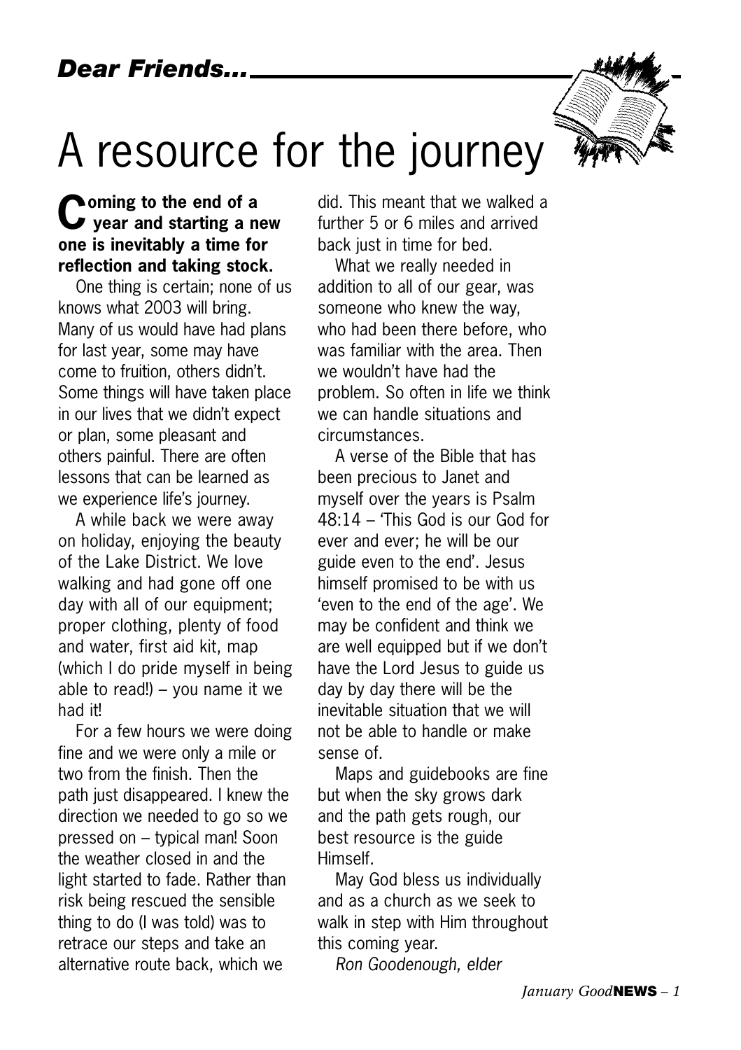*Dear Friends...*

# A resource for the journey

**Coming to the end of a year and starting a new one is inevitably a time for reflection and taking stock.**

One thing is certain; none of us knows what 2003 will bring. Many of us would have had plans for last year, some may have come to fruition, others didn't. Some things will have taken place in our lives that we didn't expect or plan, some pleasant and others painful. There are often lessons that can be learned as we experience life's journey.

A while back we were away on holiday, enjoying the beauty of the Lake District. We love walking and had gone off one day with all of our equipment; proper clothing, plenty of food and water, first aid kit, map (which I do pride myself in being able to read!) – you name it we had it!

For a few hours we were doing fine and we were only a mile or two from the finish. Then the path just disappeared. I knew the direction we needed to go so we pressed on – typical man! Soon the weather closed in and the light started to fade. Rather than risk being rescued the sensible thing to do (I was told) was to retrace our steps and take an alternative route back, which we did. This meant that we walked a further 5 or 6 miles and arrived back just in time for bed.

What we really needed in addition to all of our gear, was someone who knew the way, who had been there before, who was familiar with the area. Then we wouldn't have had the problem. So often in life we think we can handle situations and circumstances.

A verse of the Bible that has been precious to Janet and myself over the years is Psalm 48:14 – 'This God is our God for ever and ever; he will be our guide even to the end'. Jesus himself promised to be with us 'even to the end of the age'. We may be confident and think we are well equipped but if we don't have the Lord Jesus to guide us day by day there will be the inevitable situation that we will not be able to handle or make sense of.

Maps and guidebooks are fine but when the sky grows dark and the path gets rough, our best resource is the guide Himself.

May God bless us individually and as a church as we seek to walk in step with Him throughout this coming year.

*Ron Goodenough, elder*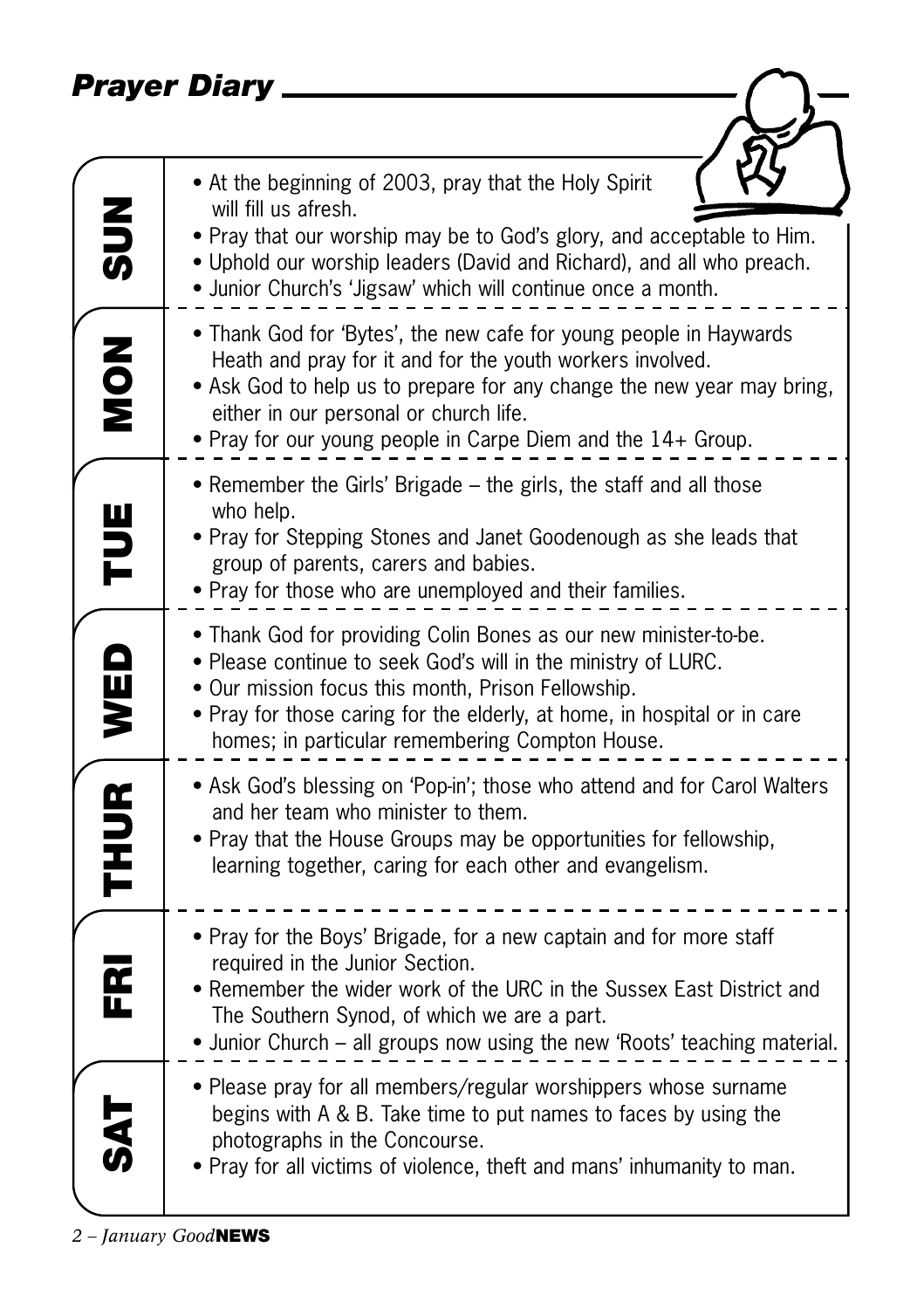## Prayer Diary

**SUN**

- At the beginning of 2003, pray that the Holy Spirit will fill us afresh.
- Pray that our worship may be to God's glory, and acceptable to Him.
- Uphold our worship leaders (David and Richard), and all who preach.
- Junior Church's 'Jigsaw' which will continue once a month.

**MON**

- Thank God for 'Bytes', the new cafe for young people in Haywards Heath and pray for it and for the youth workers involved.
- Ask God to help us to prepare for any change the new year may bring, either in our personal or church life.
- Pray for our young people in Carpe Diem and the 14+ Group.

**TUE**

- Remember the Girls' Brigade – the girls, the staff and all those who help.
- Pray for Stepping Stones and Janet Goodenough as she leads that group of parents, carers and babies.
- Pray for those who are unemployed and their families.

**WED**

- Thank God for providing Colin Bones as our new minister-to-be.
- Please continue to seek God's will in the ministry of LURC.
- Our mission focus this month, Prison Fellowship.
- Pray for those caring for the elderly, at home, in hospital or in care homes; in particular remembering Compton House.

**THUR**

- Ask God's blessing on 'Pop-in'; those who attend and for Carol Walters and her team who minister to them.
- Pray that the House Groups may be opportunities for fellowship, learning together, caring for each other and evangelism.

**FRI**

- Pray for the Boys' Brigade, for a new captain and for more staff required in the Junior Section.
- Remember the wider work of the URC in the Sussex East District and The Southern Synod, of which we are a part.
- Junior Church – all groups now using the new 'Roots' teaching material.

**SAT**

- Please pray for all members/regular worshippers whose surname begins with A & B. Take time to put names to faces by using the photographs in the Concourse.
- Pray for all victims of violence, theft and mans' inhumanity to man.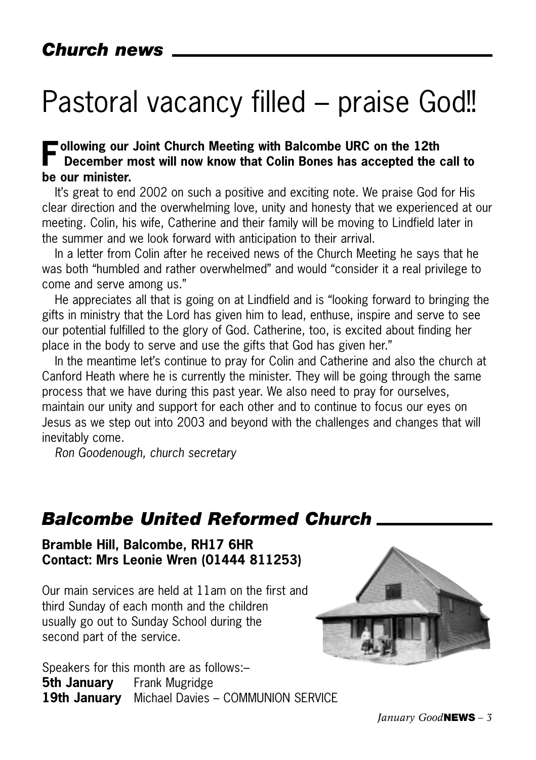## *Church news*

# Pastoral vacancy filled – praise God!!

**Following our Joint Church Meeting with Balcombe URC on the 12th December most will now know that Colin Bones has accepted the call to be our minister.**

It's great to end 2002 on such a positive and exciting note. We praise God for His clear direction and the overwhelming love, unity and honesty that we experienced at our meeting. Colin, his wife, Catherine and their family will be moving to Lindfield later in the summer and we look forward with anticipation to their arrival.

In a letter from Colin after he received news of the Church Meeting he says that he was both "humbled and rather overwhelmed" and would "consider it a real privilege to come and serve among us."

He appreciates all that is going on at Lindfield and is "looking forward to bringing the gifts in ministry that the Lord has given him to lead, enthuse, inspire and serve to see our potential fulfilled to the glory of God. Catherine, too, is excited about finding her place in the body to serve and use the gifts that God has given her."

In the meantime let's continue to pray for Colin and Catherine and also the church at Canford Heath where he is currently the minister. They will be going through the same process that we have during this past year. We also need to pray for ourselves, maintain our unity and support for each other and to continue to focus our eyes on Jesus as we step out into 2003 and beyond with the challenges and changes that will inevitably come.

*Ron Goodenough, church secretary*

## *Balcombe United Reformed Church*

**Bramble Hill, Balcombe, RH17 6HR**
**Contact: Mrs Leonie Wren (01444 811253)**

Our main services are held at 11am on the first and third Sunday of each month and the children usually go out to Sunday School during the second part of the service.

Speakers for this month are as follows:–

**5th January** Frank Mugridge
**19th January** Michael Davies – COMMUNION SERVICE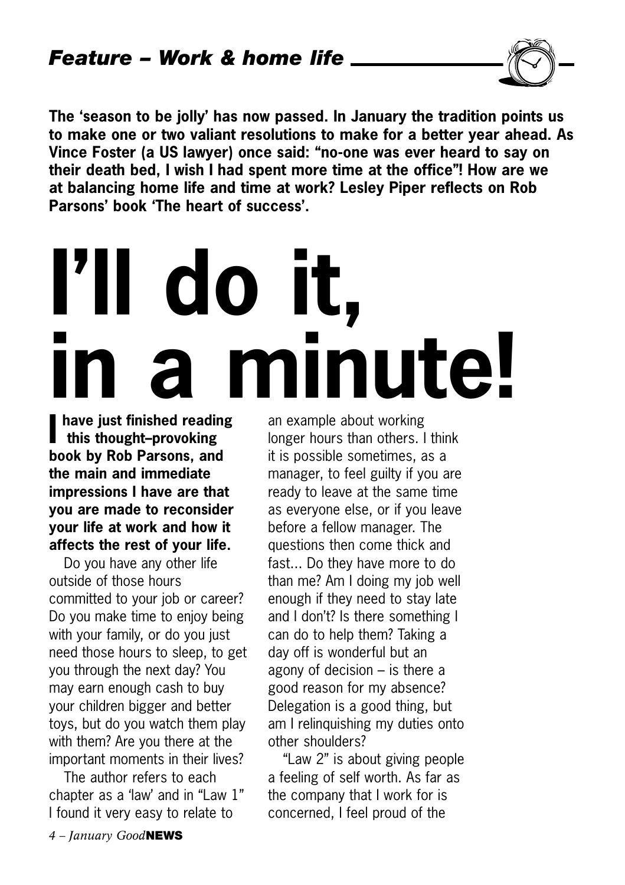*Feature – Work & home life*

**The 'season to be jolly' has now passed. In January the tradition points us to make one or two valiant resolutions to make for a better year ahead. As Vince Foster (a US lawyer) once said: "no-one was ever heard to say on their death bed, I wish I had spent more time at the office"! How are we at balancing home life and time at work? Lesley Piper reflects on Rob Parsons' book 'The heart of success'.**

# I'll do it, in a minute!

**I have just finished reading this thought–provoking book by Rob Parsons, and the main and immediate impressions I have are that you are made to reconsider your life at work and how it affects the rest of your life.**

Do you have any other life outside of those hours committed to your job or career? Do you make time to enjoy being with your family, or do you just need those hours to sleep, to get you through the next day? You may earn enough cash to buy your children bigger and better toys, but do you watch them play with them? Are you there at the important moments in their lives?

The author refers to each chapter as a 'law' and in "Law 1" I found it very easy to relate to an example about working longer hours than others. I think it is possible sometimes, as a manager, to feel guilty if you are ready to leave at the same time as everyone else, or if you leave before a fellow manager. The questions then come thick and fast... Do they have more to do than me? Am I doing my job well enough if they need to stay late and I don't? Is there something I can do to help them? Taking a day off is wonderful but an agony of decision – is there a good reason for my absence? Delegation is a good thing, but am I relinquishing my duties onto other shoulders?

"Law 2" is about giving people a feeling of self worth. As far as the company that I work for is concerned, I feel proud of the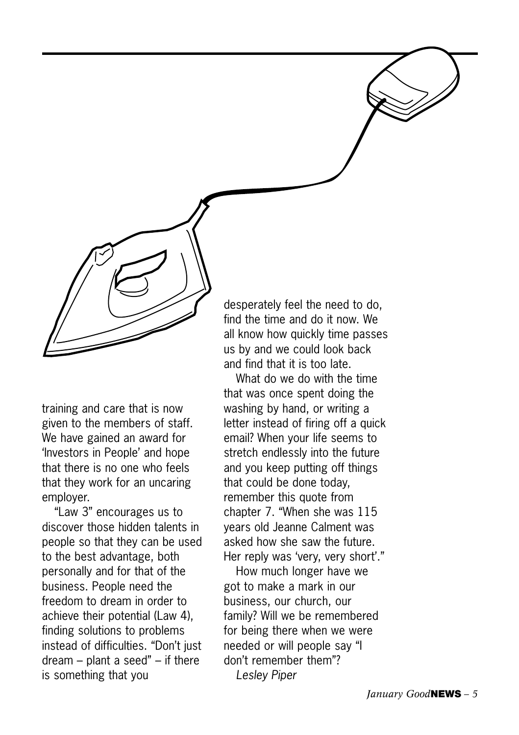training and care that is now given to the members of staff. We have gained an award for 'Investors in People' and hope that there is no one who feels that they work for an uncaring employer.

"Law 3" encourages us to discover those hidden talents in people so that they can be used to the best advantage, both personally and for that of the business. People need the freedom to dream in order to achieve their potential (Law 4), finding solutions to problems instead of difficulties. "Don't just dream – plant a seed" – if there is something that you desperately feel the need to do, find the time and do it now. We all know how quickly time passes us by and we could look back and find that it is too late.

What do we do with the time that was once spent doing the washing by hand, or writing a letter instead of firing off a quick email? When your life seems to stretch endlessly into the future and you keep putting off things that could be done today, remember this quote from chapter 7. "When she was 115 years old Jeanne Calment was asked how she saw the future. Her reply was 'very, very short'."

How much longer have we got to make a mark in our business, our church, our family? Will we be remembered for being there when we were needed or will people say "I don't remember them"?

*Lesley Piper*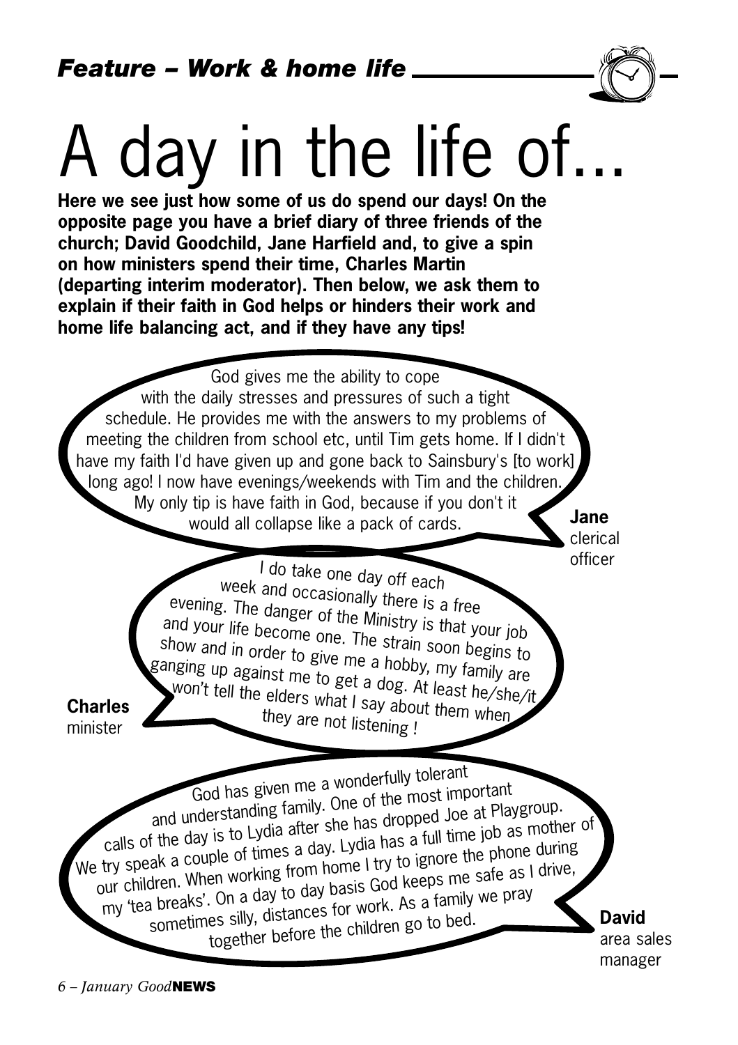*Feature – Work & home life*

# A day in the life of...

**Here we see just how some of us do spend our days! On the opposite page you have a brief diary of three friends of the church; David Goodchild, Jane Harfield and, to give a spin on how ministers spend their time, Charles Martin (departing interim moderator). Then below, we ask them to explain if their faith in God helps or hinders their work and home life balancing act, and if they have any tips!**

God gives me the ability to cope with the daily stresses and pressures of such a tight schedule. He provides me with the answers to my problems of meeting the children from school etc, until Tim gets home. If I didn't have my faith I'd have given up and gone back to Sainsbury's [to work] long ago! I now have evenings/weekends with Tim and the children. My only tip is have faith in God, because if you don't it would all collapse like a pack of cards.

**Jane**
clerical officer

I do take one day off each week and occasionally there is a free evening. The danger of the Ministry is that your job and your life become one. The strain soon begins to show and in order to give me a hobby, my family are ganging up against me to get a dog. At least he/she/it won't tell the elders what I say about them when they are not listening !

**Charles**
minister

God has given me a wonderfully tolerant and understanding family. One of the most important calls of the day is to Lydia after she has dropped Joe at Playgroup. We try speak a couple of times a day. Lydia has a full time job as mother of our children. When working from home I try to ignore the phone during my 'tea breaks'. On a day to day basis God keeps me safe as I drive, sometimes silly, distances for work. As a family we pray together before the children go to bed.

**David**
area sales manager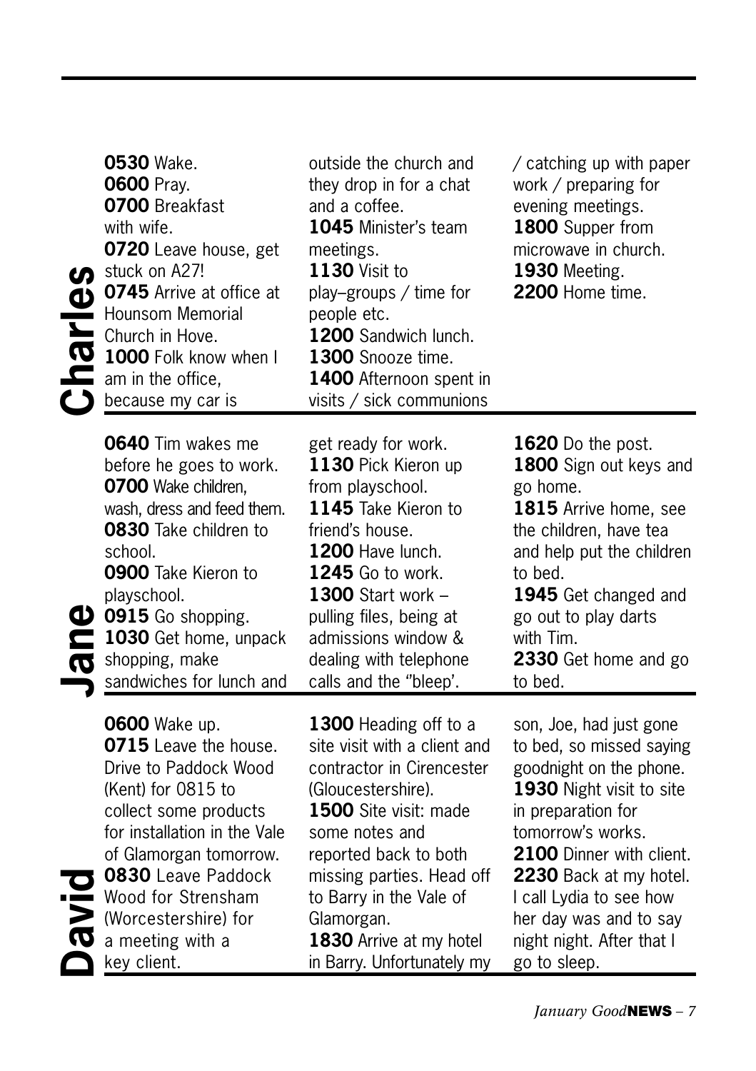## Charles

**0530** Wake.
**0600** Pray.
**0700** Breakfast with wife.
**0720** Leave house, get stuck on A27!
**0745** Arrive at office at Hounsom Memorial Church in Hove.
**1000** Folk know when I am in the office, because my car is outside the church and they drop in for a chat and a coffee.
**1045** Minister's team meetings.
**1130** Visit to play–groups / time for people etc.
**1200** Sandwich lunch.
**1300** Snooze time.
**1400** Afternoon spent in visits / sick communions / catching up with paper work / preparing for evening meetings.
**1800** Supper from microwave in church.
**1930** Meeting.
**2200** Home time.

## Jane

**0640** Tim wakes me before he goes to work.
**0700** Wake children, wash, dress and feed them.
**0830** Take children to school.
**0900** Take Kieron to playschool.
**0915** Go shopping.
**1030** Get home, unpack shopping, make sandwiches for lunch and get ready for work.
**1130** Pick Kieron up from playschool.
**1145** Take Kieron to friend's house.
**1200** Have lunch.
**1245** Go to work.
**1300** Start work – pulling files, being at admissions window & dealing with telephone calls and the "bleep'.
**1620** Do the post.
**1800** Sign out keys and go home.
**1815** Arrive home, see the children, have tea and help put the children to bed.
**1945** Get changed and go out to play darts with Tim.
**2330** Get home and go to bed.

## David

**0600** Wake up.
**0715** Leave the house. Drive to Paddock Wood (Kent) for 0815 to collect some products for installation in the Vale of Glamorgan tomorrow.
**0830** Leave Paddock Wood for Strensham (Worcestershire) for a meeting with a key client.
**1300** Heading off to a site visit with a client and contractor in Cirencester (Gloucestershire).
**1500** Site visit: made some notes and reported back to both missing parties. Head off to Barry in the Vale of Glamorgan.
**1830** Arrive at my hotel in Barry. Unfortunately my son, Joe, had just gone to bed, so missed saying goodnight on the phone.
**1930** Night visit to site in preparation for tomorrow's works.
**2100** Dinner with client.
**2230** Back at my hotel. I call Lydia to see how her day was and to say night night. After that I go to sleep.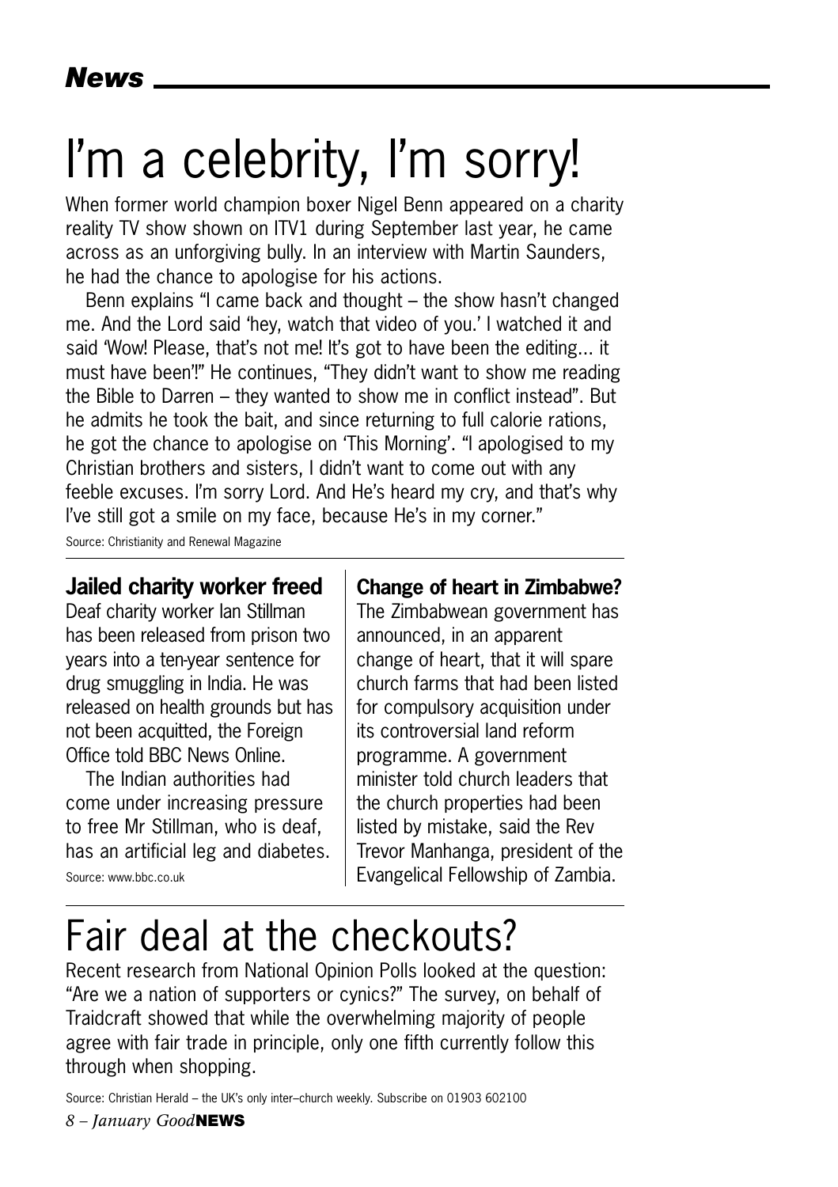# I'm a celebrity, I'm sorry!

When former world champion boxer Nigel Benn appeared on a charity reality TV show shown on ITV1 during September last year, he came across as an unforgiving bully. In an interview with Martin Saunders, he had the chance to apologise for his actions.

Benn explains "I came back and thought – the show hasn't changed me. And the Lord said 'hey, watch that video of you.' I watched it and said 'Wow! Please, that's not me! It's got to have been the editing… it must have been'!" He continues, "They didn't want to show me reading the Bible to Darren – they wanted to show me in conflict instead". But he admits he took the bait, and since returning to full calorie rations, he got the chance to apologise on 'This Morning'. "I apologised to my Christian brothers and sisters, I didn't want to come out with any feeble excuses. I'm sorry Lord. And He's heard my cry, and that's why I've still got a smile on my face, because He's in my corner."

Source: Christianity and Renewal Magazine

### Jailed charity worker freed

Deaf charity worker Ian Stillman has been released from prison two years into a ten-year sentence for drug smuggling in India. He was released on health grounds but has not been acquitted, the Foreign Office told BBC News Online.

The Indian authorities had come under increasing pressure to free Mr Stillman, who is deaf, has an artificial leg and diabetes.

Source: www.bbc.co.uk

### Change of heart in Zimbabwe?

The Zimbabwean government has announced, in an apparent change of heart, that it will spare church farms that had been listed for compulsory acquisition under its controversial land reform programme. A government minister told church leaders that the church properties had been listed by mistake, said the Rev Trevor Manhanga, president of the Evangelical Fellowship of Zambia.

# Fair deal at the checkouts?

Recent research from National Opinion Polls looked at the question: "Are we a nation of supporters or cynics?" The survey, on behalf of Traidcraft showed that while the overwhelming majority of people agree with fair trade in principle, only one fifth currently follow this through when shopping.

Source: Christian Herald – the UK's only inter–church weekly. Subscribe on 01903 602100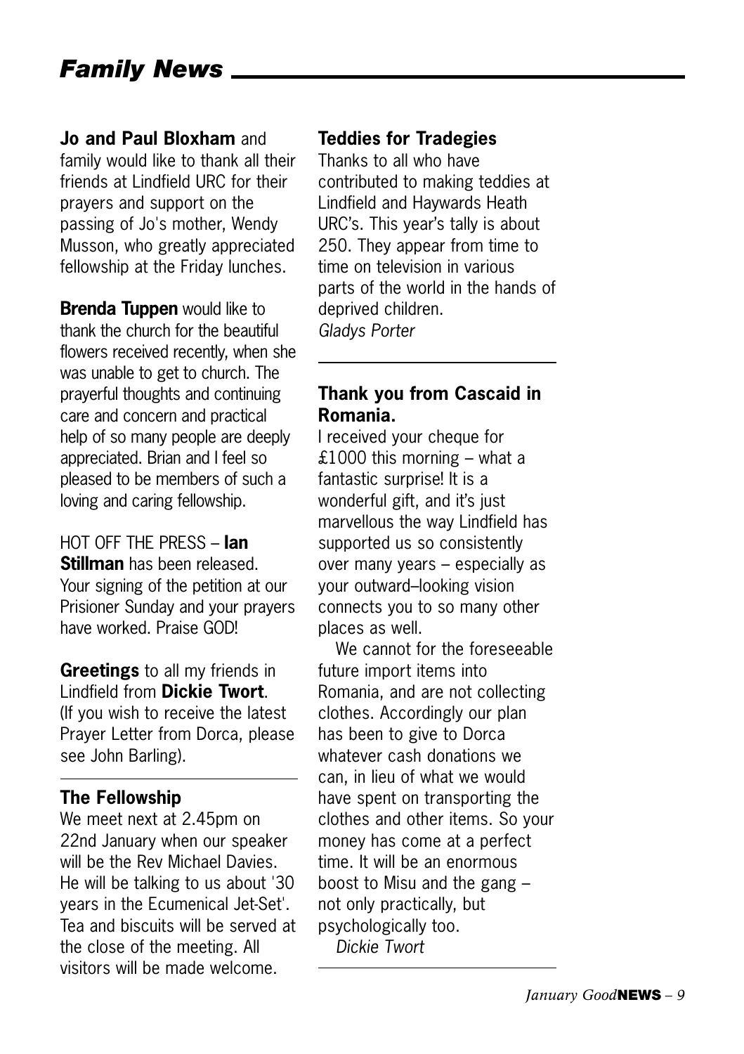# Family News

**Jo and Paul Bloxham** and family would like to thank all their friends at Lindfield URC for their prayers and support on the passing of Jo's mother, Wendy Musson, who greatly appreciated fellowship at the Friday lunches.

**Brenda Tuppen** would like to thank the church for the beautiful flowers received recently, when she was unable to get to church. The prayerful thoughts and continuing care and concern and practical help of so many people are deeply appreciated. Brian and I feel so pleased to be members of such a loving and caring fellowship.

HOT OFF THE PRESS – **Ian Stillman** has been released. Your signing of the petition at our Prisioner Sunday and your prayers have worked. Praise GOD!

**Greetings** to all my friends in Lindfield from **Dickie Twort**. (If you wish to receive the latest Prayer Letter from Dorca, please see John Barling).

---

### The Fellowship

We meet next at 2.45pm on 22nd January when our speaker will be the Rev Michael Davies. He will be talking to us about '30 years in the Ecumenical Jet-Set'. Tea and biscuits will be served at the close of the meeting. All visitors will be made welcome.

### Teddies for Tradegies

Thanks to all who have contributed to making teddies at Lindfield and Haywards Heath URC's. This year's tally is about 250. They appear from time to time on television in various parts of the world in the hands of deprived children.

*Gladys Porter*

---

### Thank you from Cascaid in Romania.

I received your cheque for £1000 this morning – what a fantastic surprise! It is a wonderful gift, and it's just marvellous the way Lindfield has supported us so consistently over many years – especially as your outward–looking vision connects you to so many other places as well.

We cannot for the foreseeable future import items into Romania, and are not collecting clothes. Accordingly our plan has been to give to Dorca whatever cash donations we can, in lieu of what we would have spent on transporting the clothes and other items. So your money has come at a perfect time. It will be an enormous boost to Misu and the gang – not only practically, but psychologically too.

*Dickie Twort*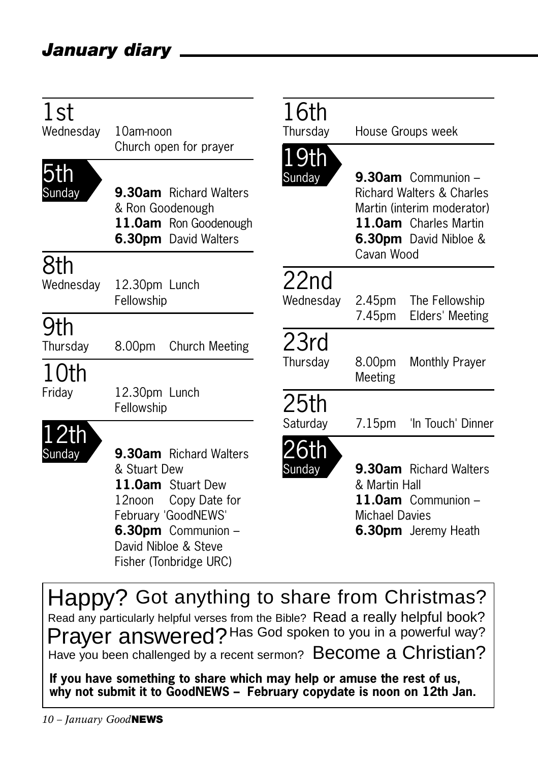## January diary

**1st** Wednesday
10am-noon Church open for prayer

**5th** Sunday
**9.30am** Richard Walters & Ron Goodenough
**11.0am** Ron Goodenough
**6.30pm** David Walters

**8th** Wednesday
12.30pm Lunch Fellowship

**9th** Thursday
8.00pm Church Meeting

**10th** Friday
12.30pm Lunch Fellowship

**12th** Sunday
**9.30am** Richard Walters & Stuart Dew
**11.0am** Stuart Dew
12noon Copy Date for February 'GoodNEWS'
**6.30pm** Communion – David Nibloe & Steve Fisher (Tonbridge URC)

**16th** Thursday
House Groups week

**19th** Sunday
**9.30am** Communion – Richard Walters & Charles Martin (interim moderator)
**11.0am** Charles Martin
**6.30pm** David Nibloe & Cavan Wood

**22nd** Wednesday
2.45pm The Fellowship
7.45pm Elders' Meeting

**23rd** Thursday
8.00pm Monthly Prayer Meeting

**25th** Saturday
7.15pm 'In Touch' Dinner

**26th** Sunday
**9.30am** Richard Walters & Martin Hall
**11.0am** Communion – Michael Davies
**6.30pm** Jeremy Heath

---

Happy? Got anything to share from Christmas? Read any particularly helpful verses from the Bible? Read a really helpful book? Prayer answered? Has God spoken to you in a powerful way? Have you been challenged by a recent sermon? Become a Christian?

**If you have something to share which may help or amuse the rest of us, why not submit it to GoodNEWS – February copydate is noon on 12th Jan.**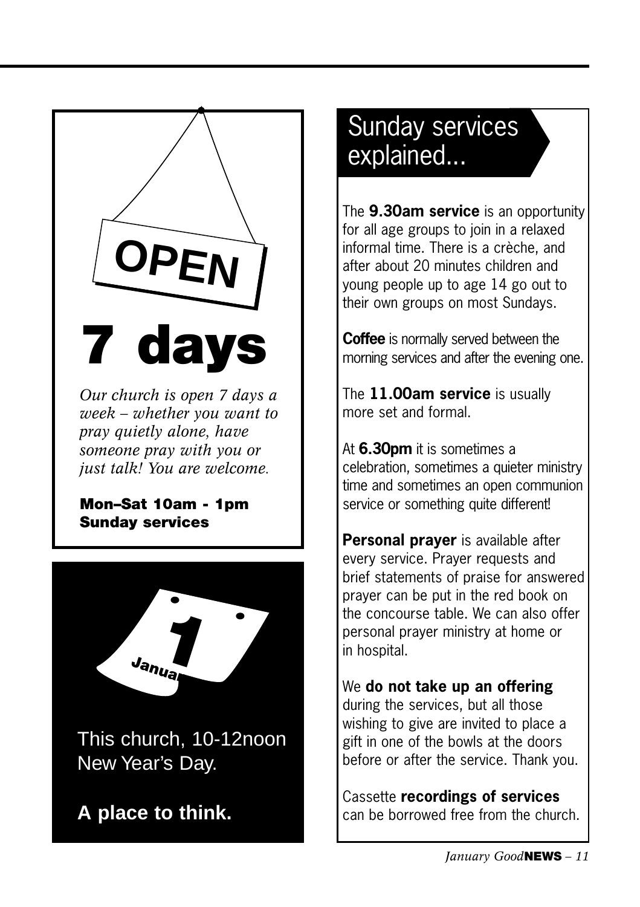OPEN

# 7 days

*Our church is open 7 days a week – whether you want to pray quietly alone, have someone pray with you or just talk! You are welcome.*

**Mon–Sat 10am - 1pm**
**Sunday services**

1 Janua

This church, 10-12noon New Year's Day.

**A place to think.**

## Sunday services explained...

The **9.30am service** is an opportunity for all age groups to join in a relaxed informal time. There is a crèche, and after about 20 minutes children and young people up to age 14 go out to their own groups on most Sundays.

**Coffee** is normally served between the morning services and after the evening one.

The **11.00am service** is usually more set and formal.

At **6.30pm** it is sometimes a celebration, sometimes a quieter ministry time and sometimes an open communion service or something quite different!

**Personal prayer** is available after every service. Prayer requests and brief statements of praise for answered prayer can be put in the red book on the concourse table. We can also offer personal prayer ministry at home or in hospital.

We **do not take up an offering** during the services, but all those wishing to give are invited to place a gift in one of the bowls at the doors before or after the service. Thank you.

Cassette **recordings of services** can be borrowed free from the church.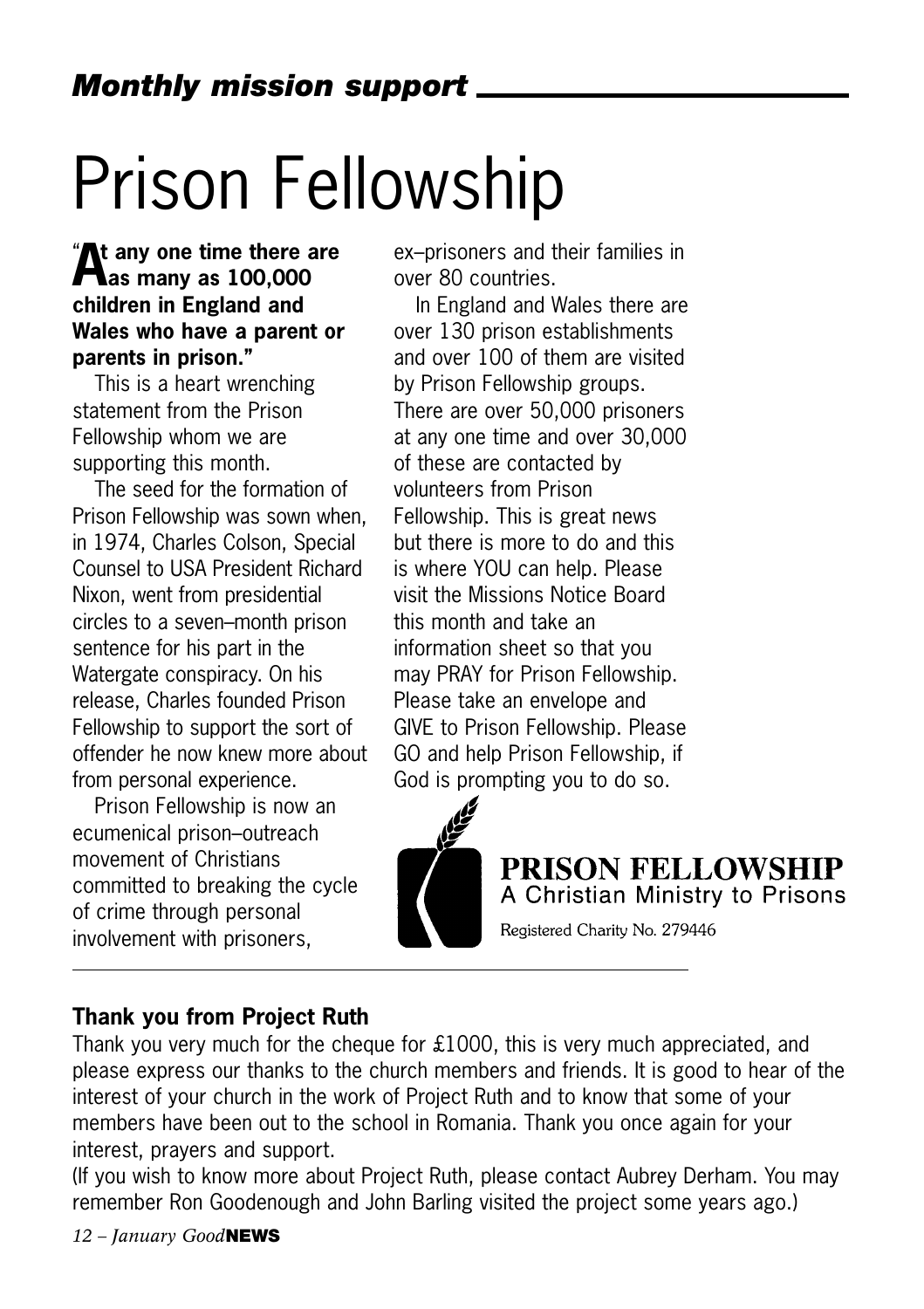## *Monthly mission support*

# Prison Fellowship

**"At any one time there are as many as 100,000 children in England and Wales who have a parent or parents in prison."**

This is a heart wrenching statement from the Prison Fellowship whom we are supporting this month.

The seed for the formation of Prison Fellowship was sown when, in 1974, Charles Colson, Special Counsel to USA President Richard Nixon, went from presidential circles to a seven–month prison sentence for his part in the Watergate conspiracy. On his release, Charles founded Prison Fellowship to support the sort of offender he now knew more about from personal experience.

Prison Fellowship is now an ecumenical prison–outreach movement of Christians committed to breaking the cycle of crime through personal involvement with prisoners, ex–prisoners and their families in over 80 countries.

In England and Wales there are over 130 prison establishments and over 100 of them are visited by Prison Fellowship groups. There are over 50,000 prisoners at any one time and over 30,000 of these are contacted by volunteers from Prison Fellowship. This is great news but there is more to do and this is where YOU can help. Please visit the Missions Notice Board this month and take an information sheet so that you may PRAY for Prison Fellowship. Please take an envelope and GIVE to Prison Fellowship. Please GO and help Prison Fellowship, if God is prompting you to do so.

**PRISON FELLOWSHIP**
A Christian Ministry to Prisons
Registered Charity No. 279446

---

### Thank you from Project Ruth

Thank you very much for the cheque for £1000, this is very much appreciated, and please express our thanks to the church members and friends. It is good to hear of the interest of your church in the work of Project Ruth and to know that some of your members have been out to the school in Romania. Thank you once again for your interest, prayers and support.

(If you wish to know more about Project Ruth, please contact Aubrey Derham. You may remember Ron Goodenough and John Barling visited the project some years ago.)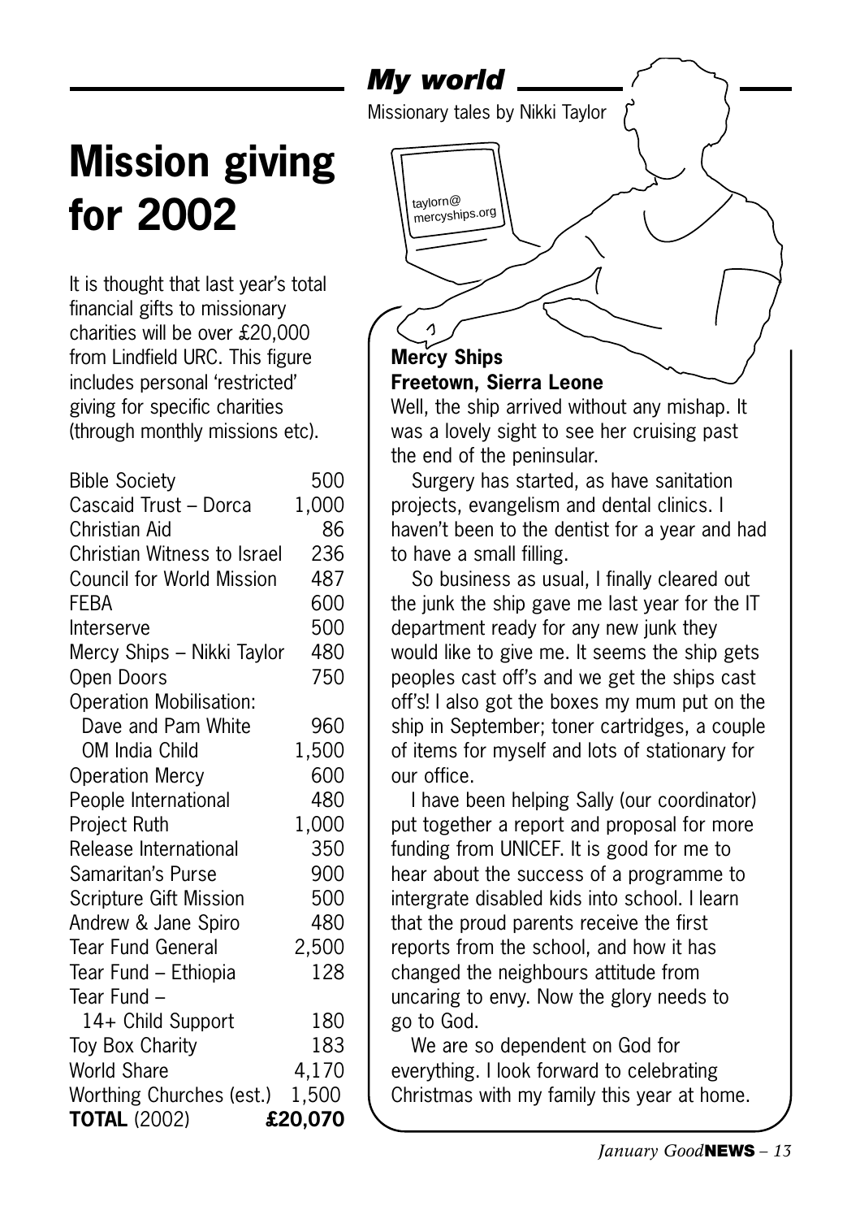# Mission giving for 2002

It is thought that last year's total financial gifts to missionary charities will be over £20,000 from Lindfield URC. This figure includes personal 'restricted' giving for specific charities (through monthly missions etc).

| | |
|---|---|
| Bible Society | 500 |
| Cascaid Trust – Dorca | 1,000 |
| Christian Aid | 86 |
| Christian Witness to Israel | 236 |
| Council for World Mission | 487 |
| FEBA | 600 |
| Interserve | 500 |
| Mercy Ships – Nikki Taylor | 480 |
| Open Doors | 750 |
| Operation Mobilisation: | |
| Dave and Pam White | 960 |
| OM India Child | 1,500 |
| Operation Mercy | 600 |
| People International | 480 |
| Project Ruth | 1,000 |
| Release International | 350 |
| Samaritan's Purse | 900 |
| Scripture Gift Mission | 500 |
| Andrew & Jane Spiro | 480 |
| Tear Fund General | 2,500 |
| Tear Fund – Ethiopia | 128 |
| Tear Fund – | |
| 14+ Child Support | 180 |
| Toy Box Charity | 183 |
| World Share | 4,170 |
| Worthing Churches (est.) | 1,500 |
| **TOTAL** (2002) | **£20,070** |

## *My world*

Missionary tales by Nikki Taylor

taylorn@mercyships.org

**Mercy Ships**
**Freetown, Sierra Leone**

Well, the ship arrived without any mishap. It was a lovely sight to see her cruising past the end of the peninsular.

Surgery has started, as have sanitation projects, evangelism and dental clinics. I haven't been to the dentist for a year and had to have a small filling.

So business as usual, I finally cleared out the junk the ship gave me last year for the IT department ready for any new junk they would like to give me. It seems the ship gets peoples cast off's and we get the ships cast off's! I also got the boxes my mum put on the ship in September; toner cartridges, a couple of items for myself and lots of stationary for our office.

I have been helping Sally (our coordinator) put together a report and proposal for more funding from UNICEF. It is good for me to hear about the success of a programme to intergrate disabled kids into school. I learn that the proud parents receive the first reports from the school, and how it has changed the neighbours attitude from uncaring to envy. Now the glory needs to go to God.

We are so dependent on God for everything. I look forward to celebrating Christmas with my family this year at home.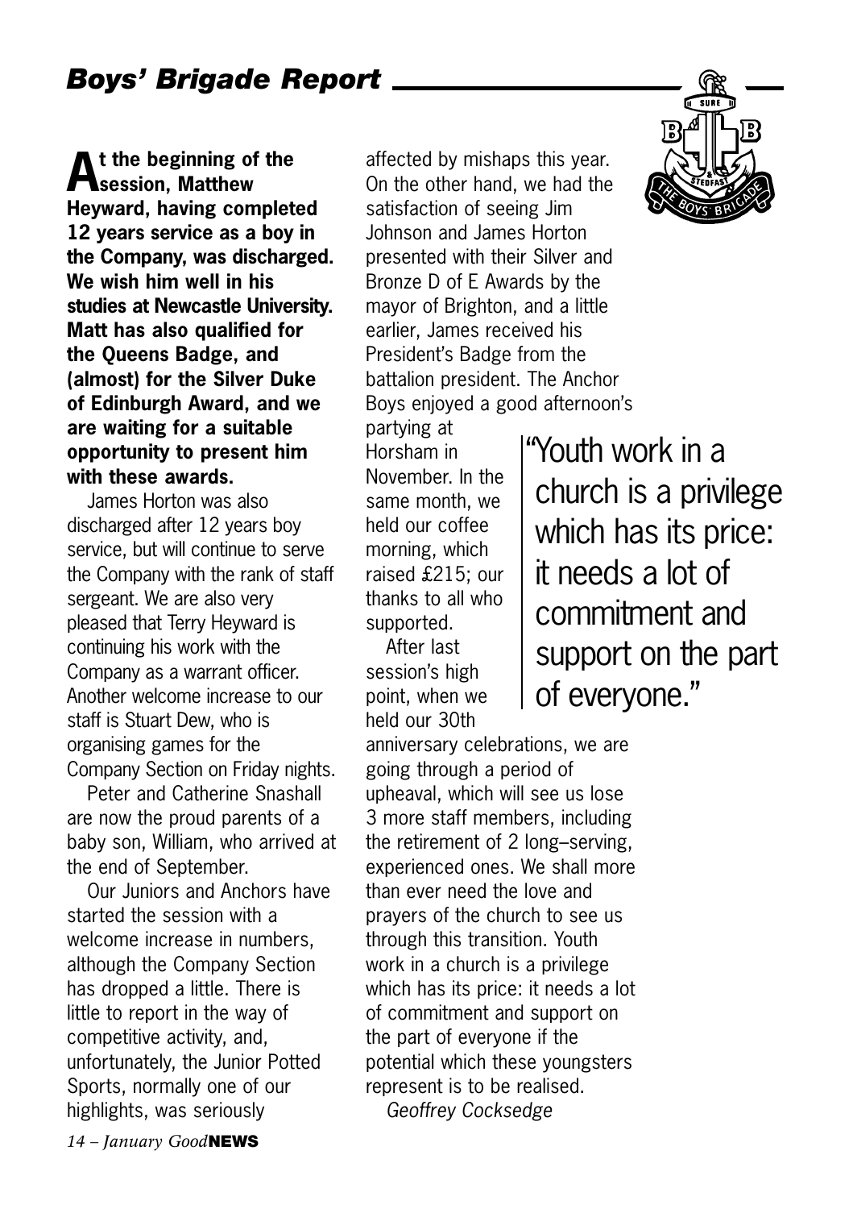## *Boys' Brigade Report*

**At the beginning of the session, Matthew Heyward, having completed 12 years service as a boy in the Company, was discharged. We wish him well in his studies at Newcastle University. Matt has also qualified for the Queens Badge, and (almost) for the Silver Duke of Edinburgh Award, and we are waiting for a suitable opportunity to present him with these awards.**

James Horton was also discharged after 12 years boy service, but will continue to serve the Company with the rank of staff sergeant. We are also very pleased that Terry Heyward is continuing his work with the Company as a warrant officer. Another welcome increase to our staff is Stuart Dew, who is organising games for the Company Section on Friday nights.

Peter and Catherine Snashall are now the proud parents of a baby son, William, who arrived at the end of September.

Our Juniors and Anchors have started the session with a welcome increase in numbers, although the Company Section has dropped a little. There is little to report in the way of competitive activity, and, unfortunately, the Junior Potted Sports, normally one of our highlights, was seriously affected by mishaps this year. On the other hand, we had the satisfaction of seeing Jim Johnson and James Horton presented with their Silver and Bronze D of E Awards by the mayor of Brighton, and a little earlier, James received his President's Badge from the battalion president. The Anchor Boys enjoyed a good afternoon's partying at Horsham in November. In the same month, we held our coffee morning, which raised £215; our thanks to all who supported.

> "Youth work in a church is a privilege which has its price: it needs a lot of commitment and support on the part of everyone."

After last session's high point, when we held our 30th anniversary celebrations, we are going through a period of upheaval, which will see us lose 3 more staff members, including the retirement of 2 long–serving, experienced ones. We shall more than ever need the love and prayers of the church to see us through this transition. Youth work in a church is a privilege which has its price: it needs a lot of commitment and support on the part of everyone if the potential which these youngsters represent is to be realised.

*Geoffrey Cocksedge*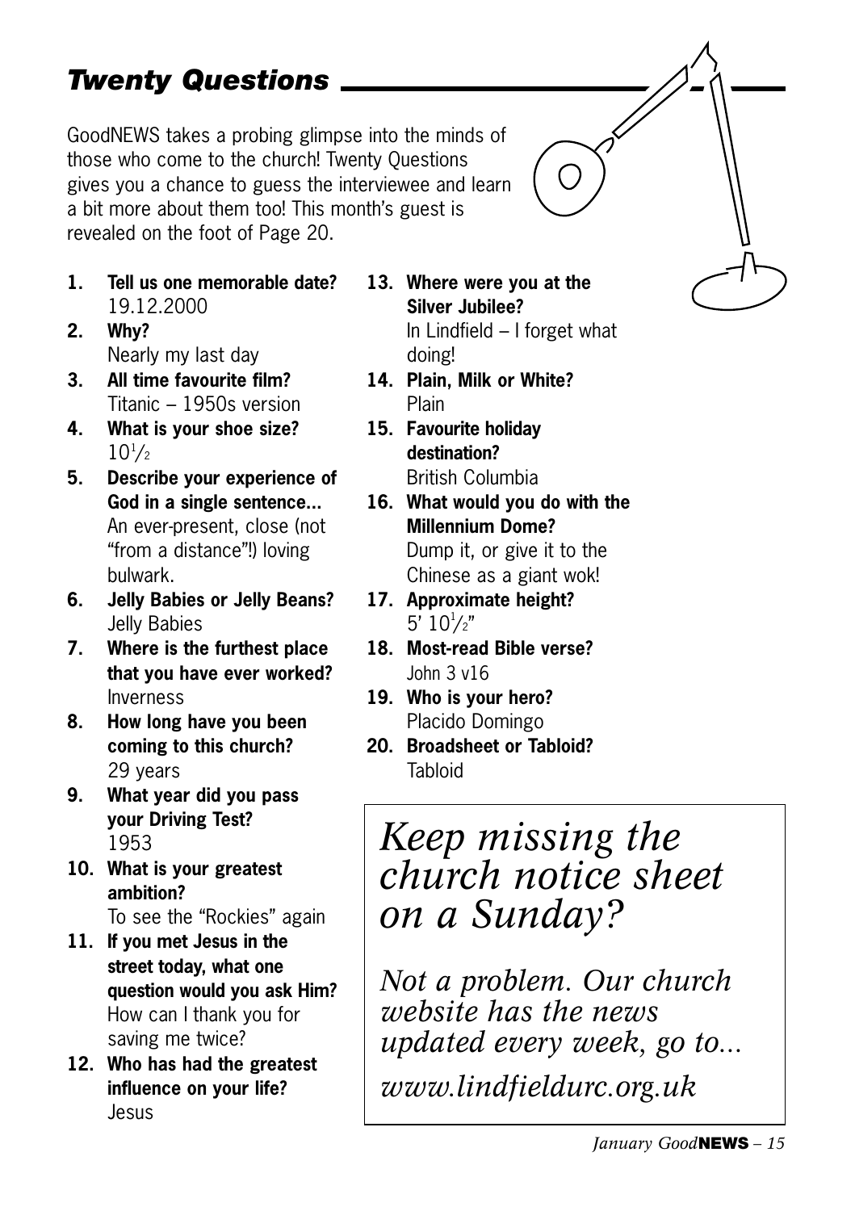## *Twenty Questions*

GoodNEWS takes a probing glimpse into the minds of those who come to the church! Twenty Questions gives you a chance to guess the interviewee and learn a bit more about them too! This month's guest is revealed on the foot of Page 20.

1. **Tell us one memorable date?**
   19.12.2000
2. **Why?**
   Nearly my last day
3. **All time favourite film?**
   Titanic – 1950s version
4. **What is your shoe size?**
   10½
5. **Describe your experience of God in a single sentence...**
   An ever-present, close (not "from a distance"!) loving bulwark.
6. **Jelly Babies or Jelly Beans?**
   Jelly Babies
7. **Where is the furthest place that you have ever worked?**
   Inverness
8. **How long have you been coming to this church?**
   29 years
9. **What year did you pass your Driving Test?**
   1953
10. **What is your greatest ambition?**
    To see the "Rockies" again
11. **If you met Jesus in the street today, what one question would you ask Him?**
    How can I thank you for saving me twice?
12. **Who has had the greatest influence on your life?**
    Jesus
13. **Where were you at the Silver Jubilee?**
    In Lindfield – I forget what doing!
14. **Plain, Milk or White?**
    Plain
15. **Favourite holiday destination?**
    British Columbia
16. **What would you do with the Millennium Dome?**
    Dump it, or give it to the Chinese as a giant wok!
17. **Approximate height?**
    5' 10½"
18. **Most-read Bible verse?**
    John 3 v16
19. **Who is your hero?**
    Placido Domingo
20. **Broadsheet or Tabloid?**
    Tabloid

---

*Keep missing the church notice sheet on a Sunday?*

*Not a problem. Our church website has the news updated every week, go to...*

*www.lindfieldurc.org.uk*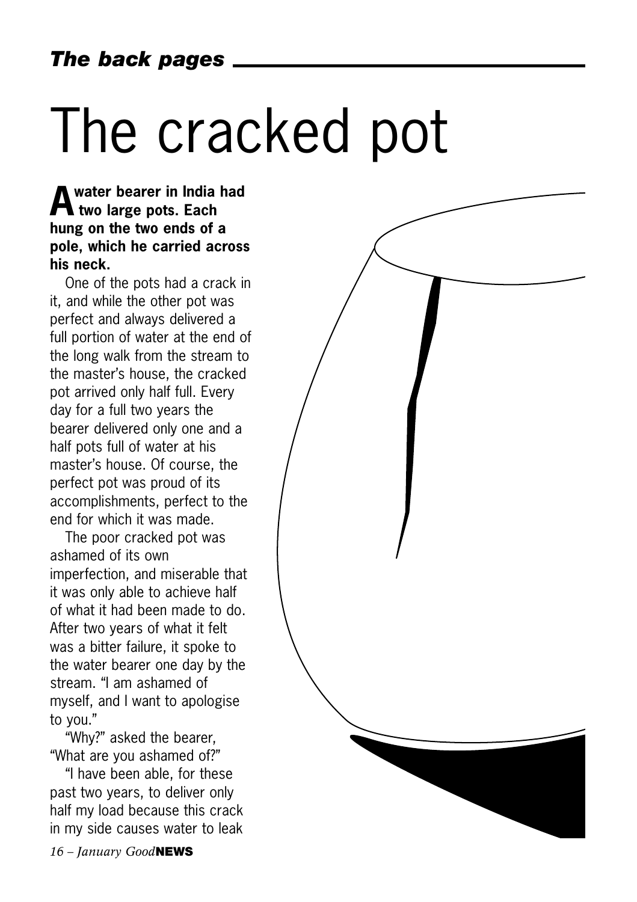# The cracked pot

**A water bearer in India had two large pots. Each hung on the two ends of a pole, which he carried across his neck.**

One of the pots had a crack in it, and while the other pot was perfect and always delivered a full portion of water at the end of the long walk from the stream to the master's house, the cracked pot arrived only half full. Every day for a full two years the bearer delivered only one and a half pots full of water at his master's house. Of course, the perfect pot was proud of its accomplishments, perfect to the end for which it was made.

The poor cracked pot was ashamed of its own imperfection, and miserable that it was only able to achieve half of what it had been made to do. After two years of what it felt was a bitter failure, it spoke to the water bearer one day by the stream. "I am ashamed of myself, and I want to apologise to you."

"Why?" asked the bearer, "What are you ashamed of?"

"I have been able, for these past two years, to deliver only half my load because this crack in my side causes water to leak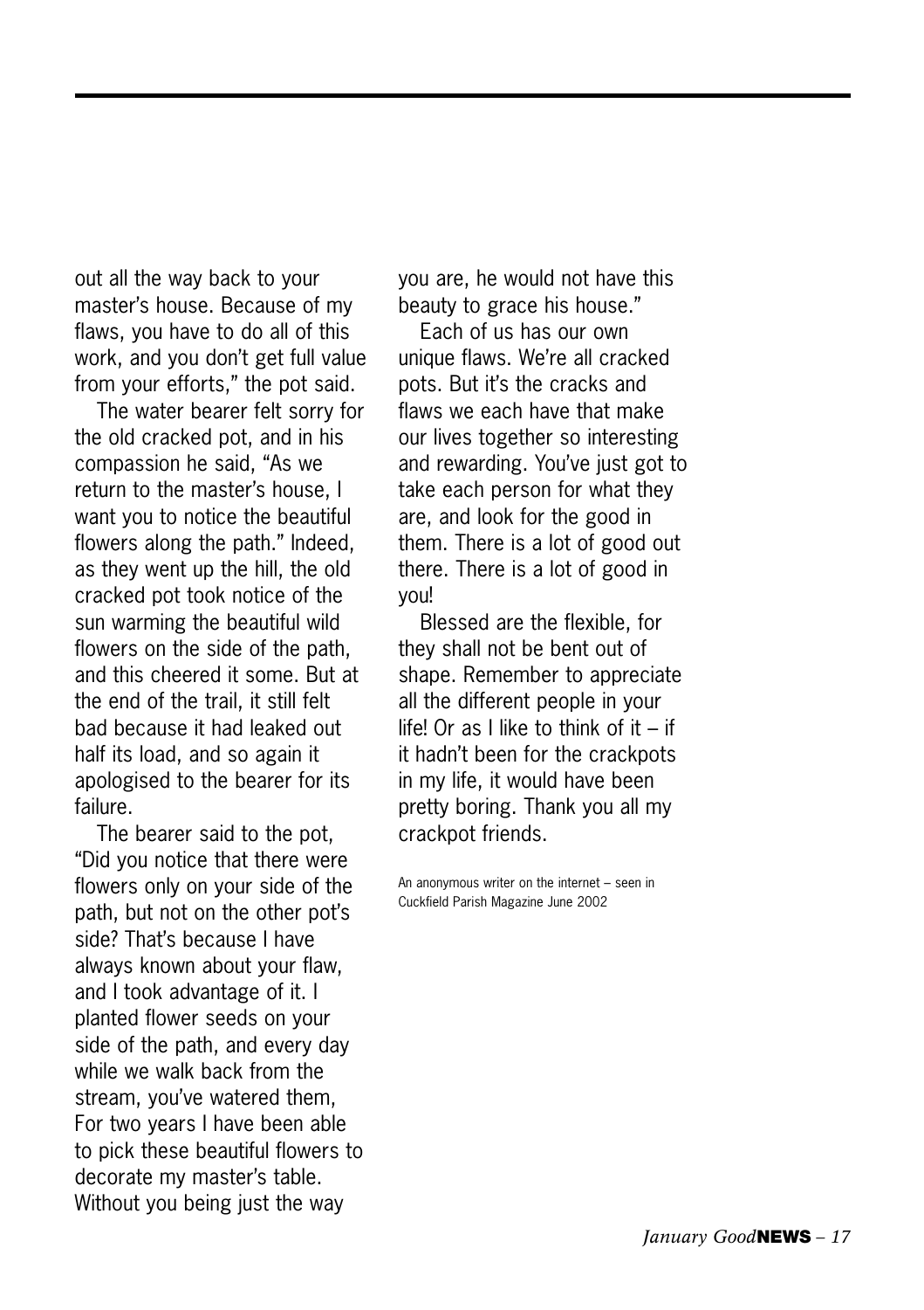out all the way back to your master's house. Because of my flaws, you have to do all of this work, and you don't get full value from your efforts," the pot said.

The water bearer felt sorry for the old cracked pot, and in his compassion he said, "As we return to the master's house, I want you to notice the beautiful flowers along the path." Indeed, as they went up the hill, the old cracked pot took notice of the sun warming the beautiful wild flowers on the side of the path, and this cheered it some. But at the end of the trail, it still felt bad because it had leaked out half its load, and so again it apologised to the bearer for its failure.

The bearer said to the pot, "Did you notice that there were flowers only on your side of the path, but not on the other pot's side? That's because I have always known about your flaw, and I took advantage of it. I planted flower seeds on your side of the path, and every day while we walk back from the stream, you've watered them, For two years I have been able to pick these beautiful flowers to decorate my master's table. Without you being just the way you are, he would not have this beauty to grace his house."

Each of us has our own unique flaws. We're all cracked pots. But it's the cracks and flaws we each have that make our lives together so interesting and rewarding. You've just got to take each person for what they are, and look for the good in them. There is a lot of good out there. There is a lot of good in you!

Blessed are the flexible, for they shall not be bent out of shape. Remember to appreciate all the different people in your life! Or as I like to think of it – if it hadn't been for the crackpots in my life, it would have been pretty boring. Thank you all my crackpot friends.

An anonymous writer on the internet – seen in Cuckfield Parish Magazine June 2002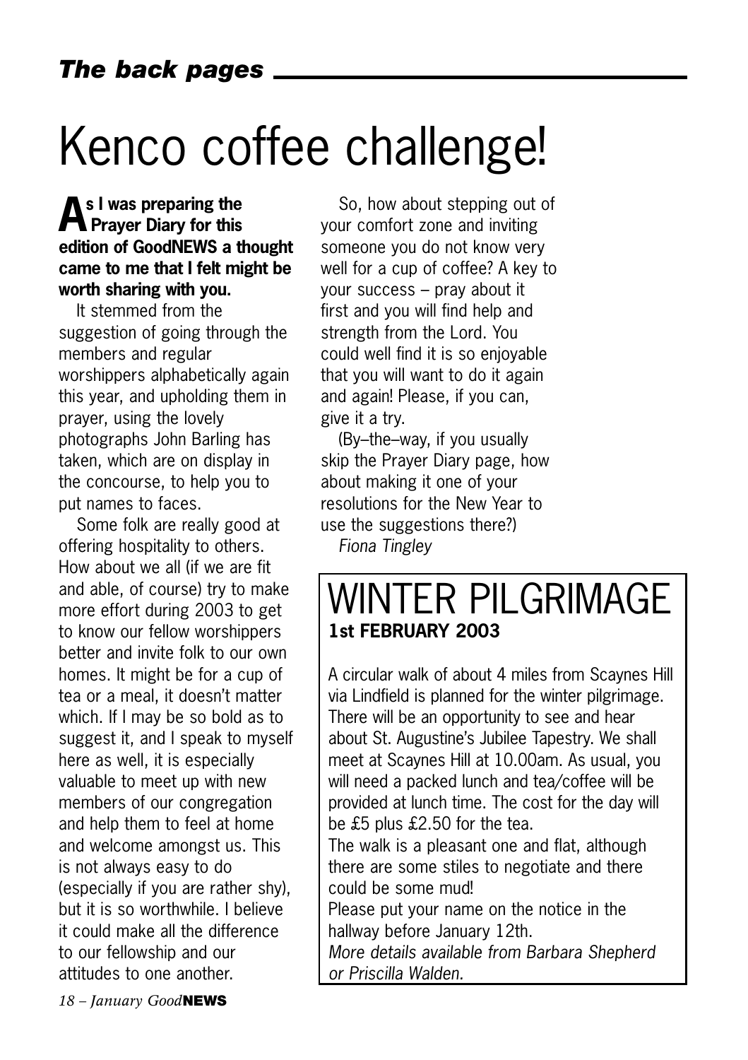# Kenco coffee challenge!

**As I was preparing the Prayer Diary for this edition of GoodNEWS a thought came to me that I felt might be worth sharing with you.**

It stemmed from the suggestion of going through the members and regular worshippers alphabetically again this year, and upholding them in prayer, using the lovely photographs John Barling has taken, which are on display in the concourse, to help you to put names to faces.

Some folk are really good at offering hospitality to others. How about we all (if we are fit and able, of course) try to make more effort during 2003 to get to know our fellow worshippers better and invite folk to our own homes. It might be for a cup of tea or a meal, it doesn't matter which. If I may be so bold as to suggest it, and I speak to myself here as well, it is especially valuable to meet up with new members of our congregation and help them to feel at home and welcome amongst us. This is not always easy to do (especially if you are rather shy), but it is so worthwhile. I believe it could make all the difference to our fellowship and our attitudes to one another.

So, how about stepping out of your comfort zone and inviting someone you do not know very well for a cup of coffee? A key to your success – pray about it first and you will find help and strength from the Lord. You could well find it is so enjoyable that you will want to do it again and again! Please, if you can, give it a try.

(By–the–way, if you usually skip the Prayer Diary page, how about making it one of your resolutions for the New Year to use the suggestions there?)

*Fiona Tingley*

## WINTER PILGRIMAGE

**1st FEBRUARY 2003**

A circular walk of about 4 miles from Scaynes Hill via Lindfield is planned for the winter pilgrimage. There will be an opportunity to see and hear about St. Augustine's Jubilee Tapestry. We shall meet at Scaynes Hill at 10.00am. As usual, you will need a packed lunch and tea/coffee will be provided at lunch time. The cost for the day will be £5 plus £2.50 for the tea.

The walk is a pleasant one and flat, although there are some stiles to negotiate and there could be some mud!

Please put your name on the notice in the hallway before January 12th.

*More details available from Barbara Shepherd or Priscilla Walden.*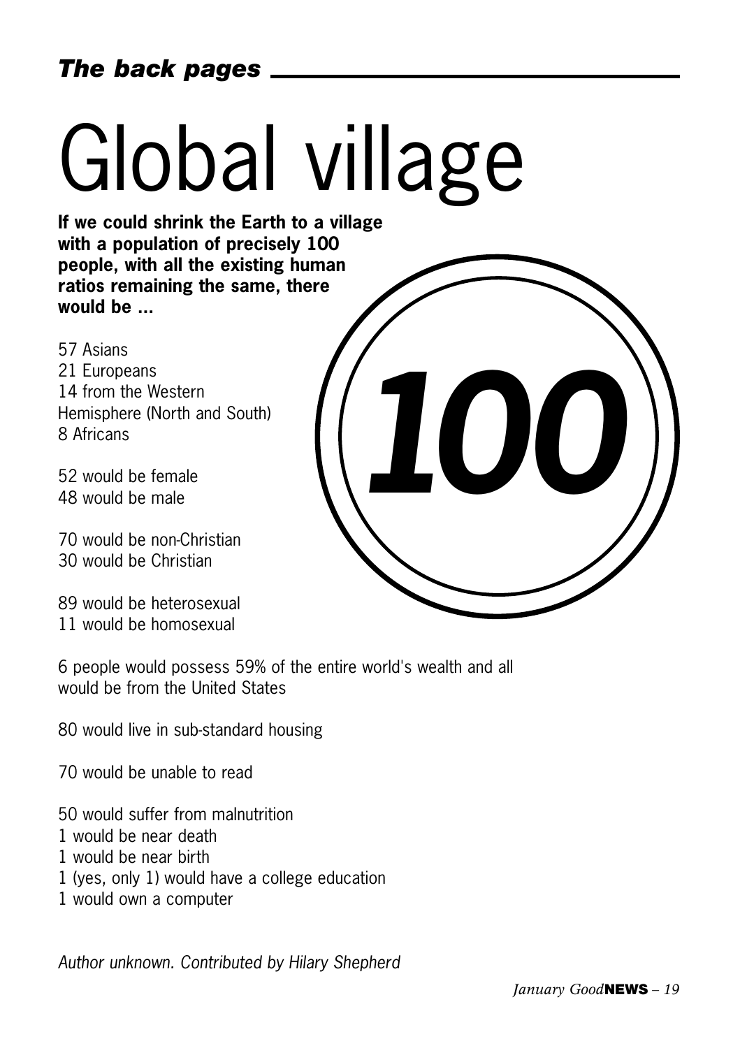# Global village

**If we could shrink the Earth to a village with a population of precisely 100 people, with all the existing human ratios remaining the same, there would be ...**

***100***

57 Asians
21 Europeans
14 from the Western Hemisphere (North and South)
8 Africans

52 would be female
48 would be male

70 would be non-Christian
30 would be Christian

89 would be heterosexual
11 would be homosexual

6 people would possess 59% of the entire world's wealth and all would be from the United States

80 would live in sub-standard housing

70 would be unable to read

50 would suffer from malnutrition
1 would be near death
1 would be near birth
1 (yes, only 1) would have a college education
1 would own a computer

*Author unknown. Contributed by Hilary Shepherd*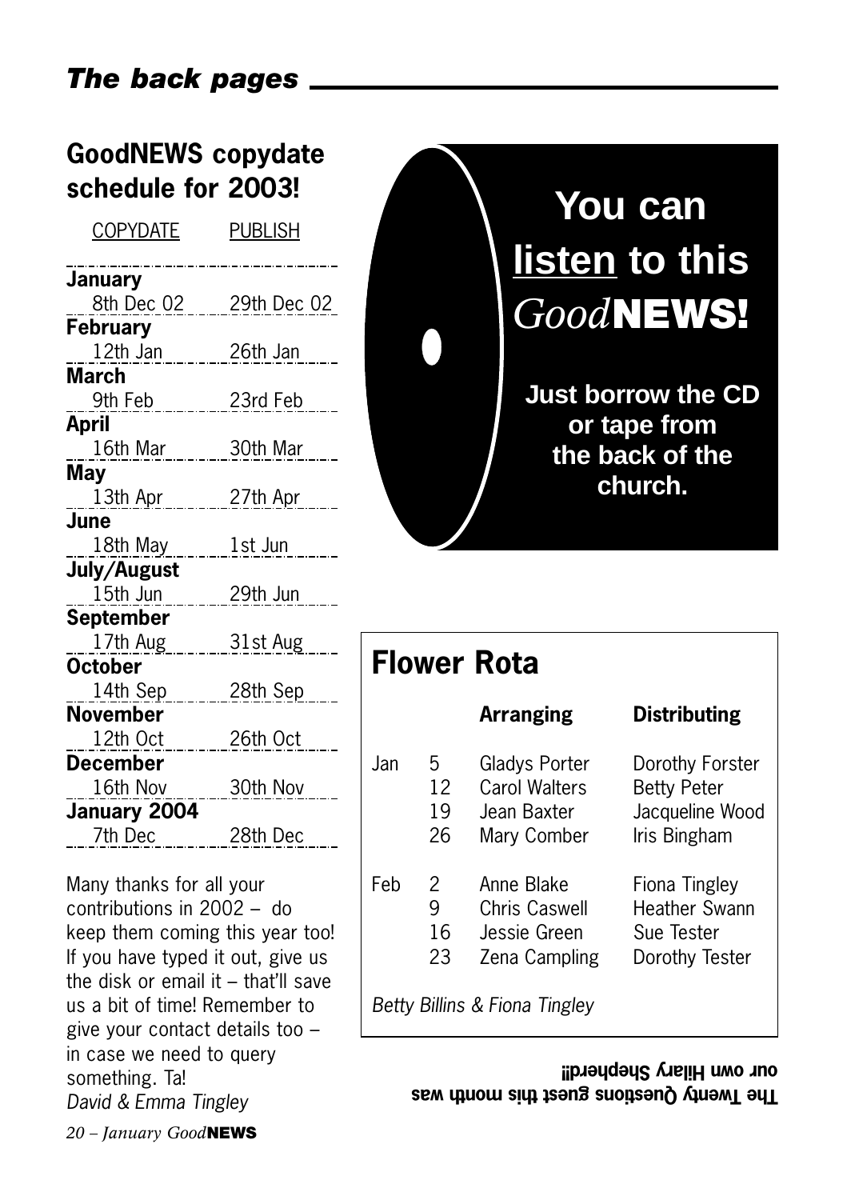# The back pages

## GoodNEWS copydate schedule for 2003!

| COPYDATE | PUBLISH |
|---|---|
| **January** | |
| 8th Dec 02 | 29th Dec 02 |
| **February** | |
| 12th Jan | 26th Jan |
| **March** | |
| 9th Feb | 23rd Feb |
| **April** | |
| 16th Mar | 30th Mar |
| **May** | |
| 13th Apr | 27th Apr |
| **June** | |
| 18th May | 1st Jun |
| **July/August** | |
| 15th Jun | 29th Jun |
| **September** | |
| 17th Aug | 31st Aug |
| **October** | |
| 14th Sep | 28th Sep |
| **November** | |
| 12th Oct | 26th Oct |
| **December** | |
| 16th Nov | 30th Nov |
| **January 2004** | |
| 7th Dec | 28th Dec |

Many thanks for all your contributions in 2002 – do keep them coming this year too! If you have typed it out, give us the disk or email it – that'll save us a bit of time! Remember to give your contact details too – in case we need to query something. Ta!

*David & Emma Tingley*

## You can listen to this *Good*NEWS!

**Just borrow the CD or tape from the back of the church.**

## Flower Rota

| | | Arranging | Distributing |
|---|---|---|---|
| Jan | 5 | Gladys Porter | Dorothy Forster |
| | 12 | Carol Walters | Betty Peter |
| | 19 | Jean Baxter | Jacqueline Wood |
| | 26 | Mary Comber | Iris Bingham |
| Feb | 2 | Anne Blake | Fiona Tingley |
| | 9 | Chris Caswell | Heather Swann |
| | 16 | Jessie Green | Sue Tester |
| | 23 | Zena Campling | Dorothy Tester |

*Betty Billins & Fiona Tingley*

**The Twenty Questions guest this month was our own Hilary Shepherd!!**